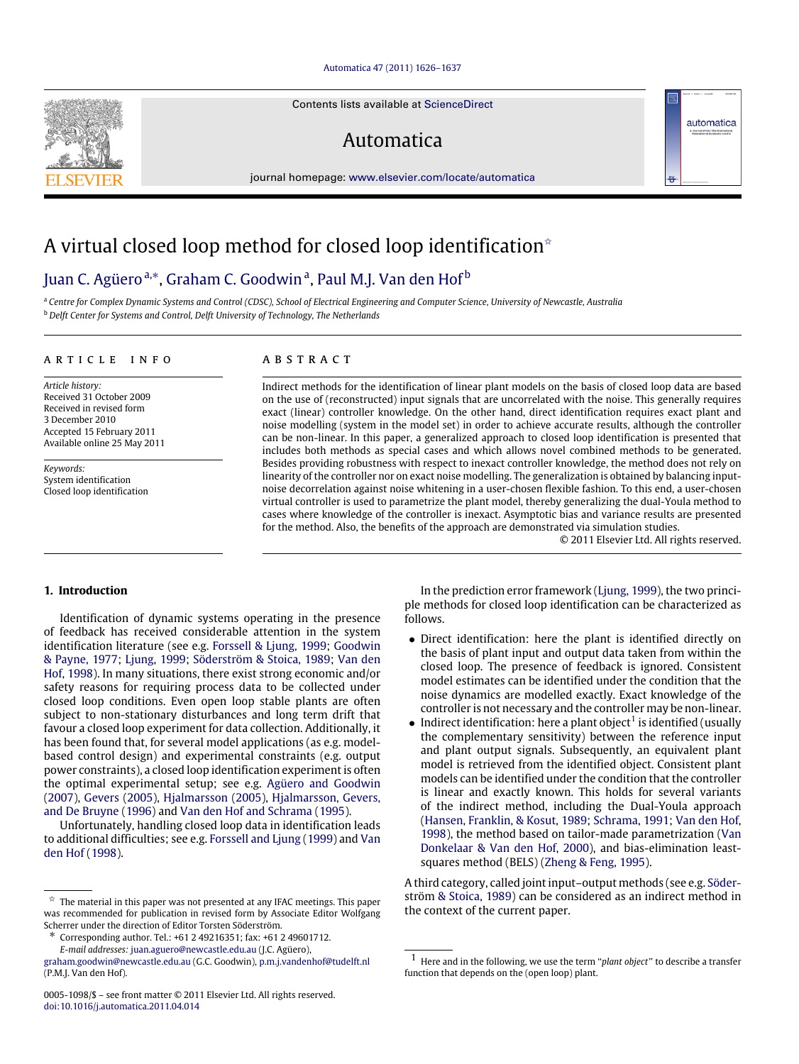# A virtual closed loop method for closed loop identification[☆]

Juan C. Agüero[a,*], Graham C. Goodwin[a], Paul M.J. Van den Hof[b]

[a] *Centre for Complex Dynamic Systems and Control (CDSC), School of Electrical Engineering and Computer Science, University of Newcastle, Australia*

[b] *Delft Center for Systems and Control, Delft University of Technology, The Netherlands*

## ARTICLE INFO

*Article history:*
Received 31 October 2009
Received in revised form
3 December 2010
Accepted 15 February 2011
Available online 25 May 2011

*Keywords:*
System identification
Closed loop identification

## ABSTRACT

Indirect methods for the identification of linear plant models on the basis of closed loop data are based on the use of (reconstructed) input signals that are uncorrelated with the noise. This generally requires exact (linear) controller knowledge. On the other hand, direct identification requires exact plant and noise modelling (system in the model set) in order to achieve accurate results, although the controller can be non-linear. In this paper, a generalized approach to closed loop identification is presented that includes both methods as special cases and which allows novel combined methods to be generated. Besides providing robustness with respect to inexact controller knowledge, the method does not rely on linearity of the controller nor on exact noise modelling. The generalization is obtained by balancing input-noise decorrelation against noise whitening in a user-chosen flexible fashion. To this end, a user-chosen virtual controller is used to parametrize the plant model, thereby generalizing the dual-Youla method to cases where knowledge of the controller is inexact. Asymptotic bias and variance results are presented for the method. Also, the benefits of the approach are demonstrated via simulation studies.

© 2011 Elsevier Ltd. All rights reserved.

## 1. Introduction

Identification of dynamic systems operating in the presence of feedback has received considerable attention in the system identification literature (see e.g. Forssell & Ljung, 1999; Goodwin & Payne, 1977; Ljung, 1999; Söderström & Stoica, 1989; Van den Hof, 1998). In many situations, there exist strong economic and/or safety reasons for requiring process data to be collected under closed loop conditions. Even open loop stable plants are often subject to non-stationary disturbances and long term drift that favour a closed loop experiment for data collection. Additionally, it has been found that, for several model applications (as e.g. model-based control design) and experimental constraints (e.g. output power constraints), a closed loop identification experiment is often the optimal experimental setup; see e.g. Agüero and Goodwin (2007), Gevers (2005), Hjalmarsson (2005), Hjalmarsson, Gevers, and De Bruyne (1996) and Van den Hof and Schrama (1995).

Unfortunately, handling closed loop data in identification leads to additional difficulties; see e.g. Forssell and Ljung (1999) and Van den Hof (1998).

In the prediction error framework (Ljung, 1999), the two principle methods for closed loop identification can be characterized as follows.

- Direct identification: here the plant is identified directly on the basis of plant input and output data taken from within the closed loop. The presence of feedback is ignored. Consistent model estimates can be identified under the condition that the noise dynamics are modelled exactly. Exact knowledge of the controller is not necessary and the controller may be non-linear.
- Indirect identification: here a plant object[1] is identified (usually the complementary sensitivity) between the reference input and plant output signals. Subsequently, an equivalent plant model is retrieved from the identified object. Consistent plant models can be identified under the condition that the controller is linear and exactly known. This holds for several variants of the indirect method, including the Dual-Youla approach (Hansen, Franklin, & Kosut, 1989; Schrama, 1991; Van den Hof, 1998), the method based on tailor-made parametrization (Van Donkelaar & Van den Hof, 2000), and bias-elimination least-squares method (BELS) (Zheng & Feng, 1995).

A third category, called joint input–output methods (see e.g. Söderström & Stoica, 1989) can be considered as an indirect method in the context of the current paper.

[☆] The material in this paper was not presented at any IFAC meetings. This paper was recommended for publication in revised form by Associate Editor Wolfgang Scherrer under the direction of Editor Torsten Söderström.

[*] Corresponding author. Tel.: +61 2 49216351; fax: +61 2 49601712.
*E-mail addresses:* juan.aguero@newcastle.edu.au (J.C. Agüero), graham.goodwin@newcastle.edu.au (G.C. Goodwin), p.m.j.vandenhof@tudelft.nl (P.M.J. Van den Hof).

[1] Here and in the following, we use the term "*plant object*" to describe a transfer function that depends on the (open loop) plant.

0005-1098/$ – see front matter © 2011 Elsevier Ltd. All rights reserved.
doi:10.1016/j.automatica.2011.04.014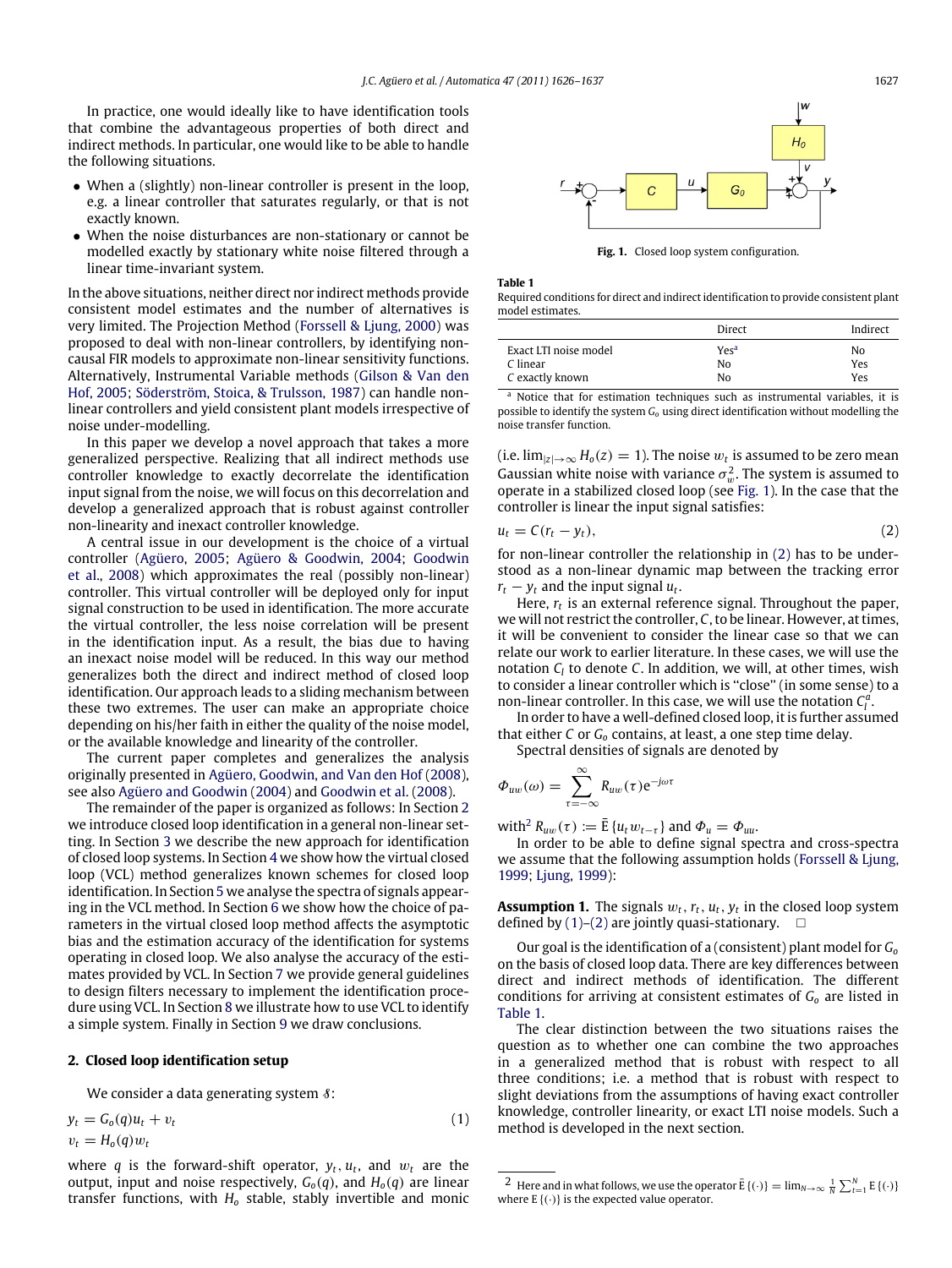In practice, one would ideally like to have identification tools that combine the advantageous properties of both direct and indirect methods. In particular, one would like to be able to handle the following situations.

- When a (slightly) non-linear controller is present in the loop, e.g. a linear controller that saturates regularly, or that is not exactly known.
- When the noise disturbances are non-stationary or cannot be modelled exactly by stationary white noise filtered through a linear time-invariant system.

In the above situations, neither direct nor indirect methods provide consistent model estimates and the number of alternatives is very limited. The Projection Method (Forssell & Ljung, 2000) was proposed to deal with non-linear controllers, by identifying non-causal FIR models to approximate non-linear sensitivity functions. Alternatively, Instrumental Variable methods (Gilson & Van den Hof, 2005; Söderström, Stoica, & Trulsson, 1987) can handle non-linear controllers and yield consistent plant models irrespective of noise under-modelling.

In this paper we develop a novel approach that takes a more generalized perspective. Realizing that all indirect methods use controller knowledge to exactly decorrelate the identification input signal from the noise, we will focus on this decorrelation and develop a generalized approach that is robust against controller non-linearity and inexact controller knowledge.

A central issue in our development is the choice of a virtual controller (Agüero, 2005; Agüero & Goodwin, 2004; Goodwin et al., 2008) which approximates the real (possibly non-linear) controller. This virtual controller will be deployed only for input signal construction to be used in identification. The more accurate the virtual controller, the less noise correlation will be present in the identification input. As a result, the bias due to having an inexact noise model will be reduced. In this way our method generalizes both the direct and indirect method of closed loop identification. Our approach leads to a sliding mechanism between these two extremes. The user can make an appropriate choice depending on his/her faith in either the quality of the noise model, or the available knowledge and linearity of the controller.

The current paper completes and generalizes the analysis originally presented in Agüero, Goodwin, and Van den Hof (2008), see also Agüero and Goodwin (2004) and Goodwin et al. (2008).

The remainder of the paper is organized as follows: In Section 2 we introduce closed loop identification in a general non-linear setting. In Section 3 we describe the new approach for identification of closed loop systems. In Section 4 we show how the virtual closed loop (VCL) method generalizes known schemes for closed loop identification. In Section 5 we analyse the spectra of signals appearing in the VCL method. In Section 6 we show how the choice of parameters in the virtual closed loop method affects the asymptotic bias and the estimation accuracy of the identification for systems operating in closed loop. We also analyse the accuracy of the estimates provided by VCL. In Section 7 we provide general guidelines to design filters necessary to implement the identification procedure using VCL. In Section 8 we illustrate how to use VCL to identify a simple system. Finally in Section 9 we draw conclusions.

## 2. Closed loop identification setup

We consider a data generating system $\mathcal{S}$:

$$
\begin{aligned}
y_t &= G_o(q)u_t + v_t \\
v_t &= H_o(q)w_t
\end{aligned}
\tag{1}
$$

where $q$ is the forward-shift operator, $y_t$, $u_t$, and $w_t$ are the output, input and noise respectively, $G_o(q)$, and $H_o(q)$ are linear transfer functions, with $H_o$ stable, stably invertible and monic (i.e. $\lim_{|z|\to\infty} H_o(z) = 1$). The noise $w_t$ is assumed to be zero mean Gaussian white noise with variance $\sigma_w^2$. The system is assumed to operate in a stabilized closed loop (see Fig. 1). In the case that the controller is linear the input signal satisfies:

**Fig. 1.** Closed loop system configuration.

**Table 1**
Required conditions for direct and indirect identification to provide consistent plant model estimates.

| | Direct | Indirect |
|---|---|---|
| Exact LTI noise model | Yes[a] | No |
| $C$ linear | No | Yes |
| $C$ exactly known | No | Yes |

[a] Notice that for estimation techniques such as instrumental variables, it is possible to identify the system $G_o$ using direct identification without modelling the noise transfer function.

$$
u_t = C(r_t - y_t),
\tag{2}
$$

for non-linear controller the relationship in (2) has to be understood as a non-linear dynamic map between the tracking error $r_t - y_t$ and the input signal $u_t$.

Here, $r_t$ is an external reference signal. Throughout the paper, we will not restrict the controller, $C$, to be linear. However, at times, it will be convenient to consider the linear case so that we can relate our work to earlier literature. In these cases, we will use the notation $C_l$ to denote $C$. In addition, we will, at other times, wish to consider a linear controller which is "close" (in some sense) to a non-linear controller. In this case, we will use the notation $C_l^a$.

In order to have a well-defined closed loop, it is further assumed that either $C$ or $G_o$ contains, at least, a one step time delay.

Spectral densities of signals are denoted by

$$
\Phi_{uw}(\omega) = \sum_{\tau=-\infty}^{\infty} R_{uw}(\tau)e^{-j\omega\tau}
$$

with[2] $R_{uw}(\tau) := \bar{E}\{u_t w_{t-\tau}\}$ and $\Phi_u = \Phi_{uu}$.

In order to be able to define signal spectra and cross-spectra we assume that the following assumption holds (Forssell & Ljung, 1999; Ljung, 1999):

**Assumption 1.** The signals $w_t$, $r_t$, $u_t$, $y_t$ in the closed loop system defined by (1)–(2) are jointly quasi-stationary. □

Our goal is the identification of a (consistent) plant model for $G_o$ on the basis of closed loop data. There are key differences between direct and indirect methods of identification. The different conditions for arriving at consistent estimates of $G_o$ are listed in Table 1.

The clear distinction between the two situations raises the question as to whether one can combine the two approaches in a generalized method that is robust with respect to all three conditions; i.e. a method that is robust with respect to slight deviations from the assumptions of having exact controller knowledge, controller linearity, or exact LTI noise models. Such a method is developed in the next section.

[2] Here and in what follows, we use the operator $\bar{E}\{(\cdot)\} = \lim_{N\to\infty} \frac{1}{N}\sum_{t=1}^{N} E\{(\cdot)\}$ where $E\{(\cdot)\}$ is the expected value operator.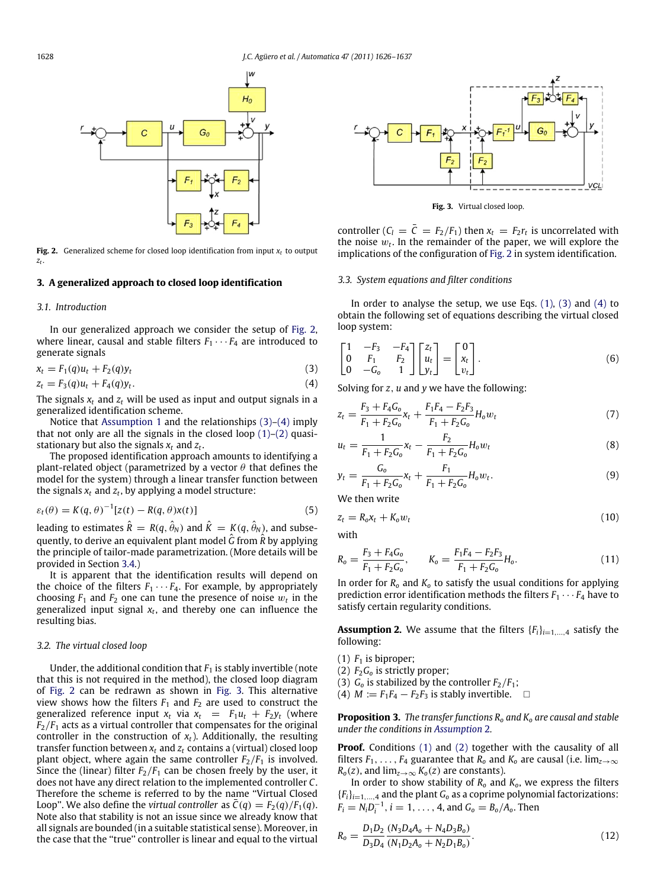Fig. 2. Generalized scheme for closed loop identification from input $x_t$ to output $z_t$.

## 3. A generalized approach to closed loop identification

### 3.1. Introduction

In our generalized approach we consider the setup of Fig. 2, where linear, causal and stable filters $F_1 \cdots F_4$ are introduced to generate signals

$$x_t = F_1(q)u_t + F_2(q)y_t \tag{3}$$

$$z_t = F_3(q)u_t + F_4(q)y_t. \tag{4}$$

The signals $x_t$ and $z_t$ will be used as input and output signals in a generalized identification scheme.

Notice that Assumption 1 and the relationships (3)–(4) imply that not only are all the signals in the closed loop (1)–(2) quasi-stationary but also the signals $x_t$ and $z_t$.

The proposed identification approach amounts to identifying a plant-related object (parametrized by a vector $\theta$ that defines the model for the system) through a linear transfer function between the signals $x_t$ and $z_t$, by applying a model structure:

$$\varepsilon_t(\theta) = K(q,\theta)^{-1}[z(t) - R(q,\theta)x(t)] \tag{5}$$

leading to estimates $\hat{R} = R(q,\hat{\theta}_N)$ and $\hat{K} = K(q,\hat{\theta}_N)$, and subsequently, to derive an equivalent plant model $\hat{G}$ from $\hat{R}$ by applying the principle of tailor-made parametrization. (More details will be provided in Section 3.4.)

It is apparent that the identification results will depend on the choice of the filters $F_1 \cdots F_4$. For example, by appropriately choosing $F_1$ and $F_2$ one can tune the presence of noise $w_t$ in the generalized input signal $x_t$, and thereby one can influence the resulting bias.

### 3.2. The virtual closed loop

Under, the additional condition that $F_1$ is stably invertible (note that this is not required in the method), the closed loop diagram of Fig. 2 can be redrawn as shown in Fig. 3. This alternative view shows how the filters $F_1$ and $F_2$ are used to construct the generalized reference input $x_t$ via $x_t = F_1u_t + F_2y_t$ (where $F_2/F_1$ acts as a virtual controller that compensates for the original controller in the construction of $x_t$). Additionally, the resulting transfer function between $x_t$ and $z_t$ contains a (virtual) closed loop plant object, where again the same controller $F_2/F_1$ is involved. Since the (linear) filter $F_2/F_1$ can be chosen freely by the user, it does not have any direct relation to the implemented controller $C$. Therefore the scheme is referred to by the name "Virtual Closed Loop". We also define the *virtual controller* as $\bar{C}(q) = F_2(q)/F_1(q)$. Note also that stability is not an issue since we already know that all signals are bounded (in a suitable statistical sense). Moreover, in the case that the "true" controller is linear and equal to the virtual controller ($C_l = \bar{C} = F_2/F_1$) then $x_t = F_2r_t$ is uncorrelated with the noise $w_t$. In the remainder of the paper, we will explore the implications of the configuration of Fig. 2 in system identification.

Fig. 3. Virtual closed loop.

### 3.3. System equations and filter conditions

In order to analyse the setup, we use Eqs. (1), (3) and (4) to obtain the following set of equations describing the virtual closed loop system:

$$\begin{bmatrix} 1 & -F_3 & -F_4 \\ 0 & F_1 & F_2 \\ 0 & -G_o & 1 \end{bmatrix} \begin{bmatrix} z_t \\ u_t \\ y_t \end{bmatrix} = \begin{bmatrix} 0 \\ x_t \\ v_t \end{bmatrix}. \tag{6}$$

Solving for $z$, $u$ and $y$ we have the following:

$$z_t = \frac{F_3 + F_4G_o}{F_1 + F_2G_o}x_t + \frac{F_1F_4 - F_2F_3}{F_1 + F_2G_o}H_o w_t \tag{7}$$

$$u_t = \frac{1}{F_1 + F_2G_o}x_t - \frac{F_2}{F_1 + F_2G_o}H_o w_t \tag{8}$$

$$y_t = \frac{G_o}{F_1 + F_2G_o}x_t + \frac{F_1}{F_1 + F_2G_o}H_o w_t. \tag{9}$$

We then write

$$z_t = R_o x_t + K_o w_t \tag{10}$$

with

$$R_o = \frac{F_3 + F_4G_o}{F_1 + F_2G_o}, \qquad K_o = \frac{F_1F_4 - F_2F_3}{F_1 + F_2G_o}H_o. \tag{11}$$

In order for $R_o$ and $K_o$ to satisfy the usual conditions for applying prediction error identification methods the filters $F_1 \cdots F_4$ have to satisfy certain regularity conditions.

**Assumption 2.** We assume that the filters $\{F_i\}_{i=1,\dots,4}$ satisfy the following:

(1) $F_1$ is biproper;
(2) $F_2G_o$ is strictly proper;
(3) $G_o$ is stabilized by the controller $F_2/F_1$;
(4) $M := F_1F_4 - F_2F_3$ is stably invertible. □

**Proposition 3.** *The transfer functions $R_o$ and $K_o$ are causal and stable under the conditions in Assumption 2.*

**Proof.** Conditions (1) and (2) together with the causality of all filters $F_1, \dots, F_4$ guarantee that $R_o$ and $K_o$ are causal (i.e. $\lim_{z\to\infty} R_o(z)$, and $\lim_{z\to\infty} K_o(z)$ are constants).

In order to show stability of $R_o$ and $K_o$, we express the filters $\{F_i\}_{i=1,\dots,4}$ and the plant $G_o$ as a coprime polynomial factorizations: $F_i = N_iD_i^{-1}$, $i = 1, \dots, 4$, and $G_o = B_o/A_o$. Then

$$R_o = \frac{D_1D_2}{D_3D_4}\frac{(N_3D_4A_o + N_4D_3B_o)}{(N_1D_2A_o + N_2D_1B_o)}. \tag{12}$$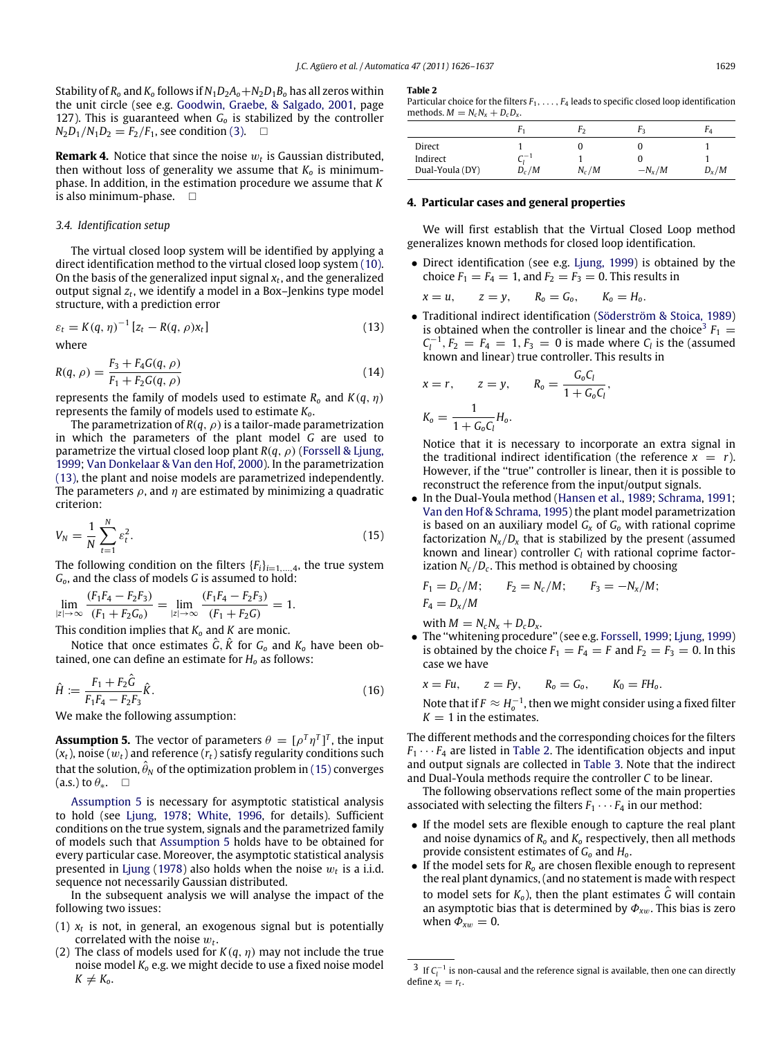Stability of $R_o$ and $K_o$ follows if $N_1D_2A_o+N_2D_1B_o$ has all zeros within the unit circle (see e.g. Goodwin, Graebe, & Salgado, 2001, page 127). This is guaranteed when $G_o$ is stabilized by the controller $N_2D_1/N_1D_2 = F_2/F_1$, see condition (3). □

**Remark 4.** Notice that since the noise $w_t$ is Gaussian distributed, then without loss of generality we assume that $K_o$ is minimum-phase. In addition, in the estimation procedure we assume that $K$ is also minimum-phase. □

*3.4. Identification setup*

The virtual closed loop system will be identified by applying a direct identification method to the virtual closed loop system (10). On the basis of the generalized input signal $x_t$, and the generalized output signal $z_t$, we identify a model in a Box–Jenkins type model structure, with a prediction error

$$\varepsilon_t = K(q,\eta)^{-1}\left[z_t - R(q,\rho)x_t\right] \tag{13}$$

where

$$R(q,\rho) = \frac{F_3 + F_4 G(q,\rho)}{F_1 + F_2 G(q,\rho)} \tag{14}$$

represents the family of models used to estimate $R_o$ and $K(q,\eta)$ represents the family of models used to estimate $K_o$.

The parametrization of $R(q,\rho)$ is a tailor-made parametrization in which the parameters of the plant model $G$ are used to parametrize the virtual closed loop plant $R(q,\rho)$ (Forssell & Ljung, 1999; Van Donkelaar & Van den Hof, 2000). In the parametrization (13), the plant and noise models are parametrized independently. The parameters $\rho$, and $\eta$ are estimated by minimizing a quadratic criterion:

$$V_N = \frac{1}{N}\sum_{t=1}^{N}\varepsilon_t^2. \tag{15}$$

The following condition on the filters $\{F_i\}_{i=1,\ldots,4}$, the true system $G_o$, and the class of models $G$ is assumed to hold:

$$\lim_{|z|\to\infty}\frac{(F_1F_4 - F_2F_3)}{(F_1 + F_2G_o)} = \lim_{|z|\to\infty}\frac{(F_1F_4 - F_2F_3)}{(F_1 + F_2G)} = 1.$$

This condition implies that $K_o$ and $K$ are monic.

Notice that once estimates $\hat{G}$, $\hat{K}$ for $G_o$ and $K_o$ have been obtained, one can define an estimate for $H_o$ as follows:

$$\hat{H} := \frac{F_1 + F_2\hat{G}}{F_1F_4 - F_2F_3}\hat{K}. \tag{16}$$

We make the following assumption:

**Assumption 5.** The vector of parameters $\theta = [\rho^T\eta^T]^T$, the input $(x_t)$, noise $(w_t)$ and reference $(r_t)$ satisfy regularity conditions such that the solution, $\hat{\theta}_N$ of the optimization problem in (15) converges (a.s.) to $\theta_*$. □

Assumption 5 is necessary for asymptotic statistical analysis to hold (see Ljung, 1978; White, 1996, for details). Sufficient conditions on the true system, signals and the parametrized family of models such that Assumption 5 holds have to be obtained for every particular case. Moreover, the asymptotic statistical analysis presented in Ljung (1978) also holds when the noise $w_t$ is a i.i.d. sequence not necessarily Gaussian distributed.

In the subsequent analysis we will analyse the impact of the following two issues:

(1) $x_t$ is not, in general, an exogenous signal but is potentially correlated with the noise $w_t$.
(2) The class of models used for $K(q,\eta)$ may not include the true noise model $K_o$ e.g. we might decide to use a fixed noise model $K \neq K_o$.

**Table 2**
Particular choice for the filters $F_1,\ldots,F_4$ leads to specific closed loop identification methods. $M = N_cN_x + D_cD_x$.

| | $F_1$ | $F_2$ | $F_3$ | $F_4$ |
|---|---|---|---|---|
| Direct | 1 | 0 | 0 | 1 |
| Indirect | $C_l^{-1}$ | 1 | 0 | 1 |
| Dual-Youla (DY) | $D_c/M$ | $N_c/M$ | $-N_x/M$ | $D_x/M$ |

## 4. Particular cases and general properties

We will first establish that the Virtual Closed Loop method generalizes known methods for closed loop identification.

- Direct identification (see e.g. Ljung, 1999) is obtained by the choice $F_1 = F_4 = 1$, and $F_2 = F_3 = 0$. This results in

$$x = u, \qquad z = y, \qquad R_o = G_o, \qquad K_o = H_o.$$

- Traditional indirect identification (Söderström & Stoica, 1989) is obtained when the controller is linear and the choice[3] $F_1 = C_l^{-1}$, $F_2 = F_4 = 1$, $F_3 = 0$ is made where $C_l$ is the (assumed known and linear) true controller. This results in

$$x = r, \qquad z = y, \qquad R_o = \frac{G_oC_l}{1 + G_oC_l},$$

$$K_o = \frac{1}{1 + G_oC_l}H_o.$$

Notice that it is necessary to incorporate an extra signal in the traditional indirect identification (the reference $x = r$). However, if the "true" controller is linear, then it is possible to reconstruct the reference from the input/output signals.

- In the Dual-Youla method (Hansen et al., 1989; Schrama, 1991; Van den Hof & Schrama, 1995) the plant model parametrization is based on an auxiliary model $G_x$ of $G_o$ with rational coprime factorization $N_x/D_x$ that is stabilized by the present (assumed known and linear) controller $C_l$ with rational coprime factorization $N_c/D_c$. This method is obtained by choosing

$$F_1 = D_c/M; \qquad F_2 = N_c/M; \qquad F_3 = -N_x/M;$$
$$F_4 = D_x/M$$

with $M = N_cN_x + D_cD_x$.

- The "whitening procedure" (see e.g. Forssell, 1999; Ljung, 1999) is obtained by the choice $F_1 = F_4 = F$ and $F_2 = F_3 = 0$. In this case we have

$$x = Fu, \qquad z = Fy, \qquad R_o = G_o, \qquad K_0 = FH_o.$$

Note that if $F \approx H_o^{-1}$, then we might consider using a fixed filter $K = 1$ in the estimates.

The different methods and the corresponding choices for the filters $F_1 \cdots F_4$ are listed in Table 2. The identification objects and input and output signals are collected in Table 3. Note that the indirect and Dual-Youla methods require the controller $C$ to be linear.

The following observations reflect some of the main properties associated with selecting the filters $F_1 \cdots F_4$ in our method:

- If the model sets are flexible enough to capture the real plant and noise dynamics of $R_o$ and $K_o$ respectively, then all methods provide consistent estimates of $G_o$ and $H_o$.
- If the model sets for $R_o$ are chosen flexible enough to represent the real plant dynamics, (and no statement is made with respect to model sets for $K_o$), then the plant estimates $\hat{G}$ will contain an asymptotic bias that is determined by $\Phi_{xw}$. This bias is zero when $\Phi_{xw} = 0$.

[3] If $C_l^{-1}$ is non-causal and the reference signal is available, then one can directly define $x_t = r_t$.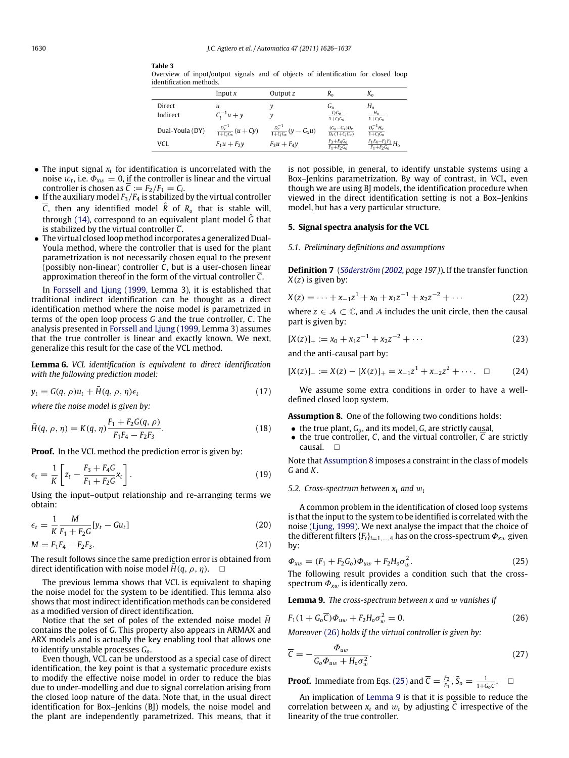**Table 3**
Overview of input/output signals and of objects of identification for closed loop identification methods.

| | Input $x$ | Output $z$ | $R_o$ | $K_o$ |
|---|---|---|---|---|
| Direct | $u$ | $y$ | $G_o$ | $H_o$ |
| Indirect | $C_l^{-1}u + y$ | $y$ | $\frac{C_l G_o}{1+C_l G_o}$ | $\frac{H_o}{1+C_l G_o}$ |
| Dual-Youla (DY) | $\frac{D_x^{-1}}{1+C_l G_x}(u + Cy)$ | $\frac{D_c^{-1}}{1+C_l G_x}(y - G_x u)$ | $\frac{(G_o - G_x)D_x}{D_c(1+C_l G_o)}$ | $\frac{D_c^{-1}H_o}{1+C_l G_o}$ |
| VCL | $F_1 u + F_2 y$ | $F_3 u + F_4 y$ | $\frac{F_3 + F_4 G_o}{F_1 + F_2 G_o}$ | $\frac{F_1 F_4 - F_2 F_3}{F_1 + F_2 G_o} H_o$ |

- The input signal $x_t$ for identification is uncorrelated with the noise $w_t$, i.e. $\Phi_{xw} = 0$, if the controller is linear and the virtual controller is chosen as $\overline{C} := F_2/F_1 = C_l$.
- If the auxiliary model $F_3/F_4$ is stabilized by the virtual controller $\overline{C}$, then any identified model $\hat{R}$ of $R_o$ that is stable will, through (14), correspond to an equivalent plant model $\hat{G}$ that is stabilized by the virtual controller $\overline{C}$.
- The virtual closed loop method incorporates a generalized Dual-Youla method, where the controller that is used for the plant parametrization is not necessarily chosen equal to the present (possibly non-linear) controller $C$, but is a user-chosen linear approximation thereof in the form of the virtual controller $\overline{C}$.

In Forssell and Ljung (1999, Lemma 3), it is established that traditional indirect identification can be thought as a direct identification method where the noise model is parametrized in terms of the open loop process $G$ and the true controller, $C$. The analysis presented in Forssell and Ljung (1999, Lemma 3) assumes that the true controller is linear and exactly known. We next, generalize this result for the case of the VCL method.

**Lemma 6.** *VCL identification is equivalent to direct identification with the following prediction model:*

$$y_t = G(q, \rho)u_t + \bar{H}(q, \rho, \eta)\epsilon_t \tag{17}$$

*where the noise model is given by:*

$$\bar{H}(q, \rho, \eta) = K(q, \eta)\frac{F_1 + F_2 G(q, \rho)}{F_1 F_4 - F_2 F_3}. \tag{18}$$

**Proof.** In the VCL method the prediction error is given by:

$$\epsilon_t = \frac{1}{K}\left[z_t - \frac{F_3 + F_4 G}{F_1 + F_2 G}x_t\right]. \tag{19}$$

Using the input–output relationship and re-arranging terms we obtain:

$$\epsilon_t = \frac{1}{K}\frac{M}{F_1 + F_2 G}[y_t - Gu_t] \tag{20}$$

$$M = F_1 F_4 - F_2 F_3. \tag{21}$$

The result follows since the same prediction error is obtained from direct identification with noise model $\bar{H}(q, \rho, \eta)$. □

The previous lemma shows that VCL is equivalent to shaping the noise model for the system to be identified. This lemma also shows that most indirect identification methods can be considered as a modified version of direct identification.

Notice that the set of poles of the extended noise model $\bar{H}$ contains the poles of $G$. This property also appears in ARMAX and ARX models and is actually the key enabling tool that allows one to identify unstable processes $G_o$.

Even though, VCL can be understood as a special case of direct identification, the key point is that a systematic process exists to modify the effective noise model in order to reduce the bias due to under-modelling and due to signal correlation arising from the closed loop nature of the data. Note that, in the usual direct identification for Box–Jenkins (BJ) models, the noise model and the plant are independently parametrized. This means, that it is not possible, in general, to identify unstable systems using a Box–Jenkins parametrization. By way of contrast, in VCL, even though we are using BJ models, the identification procedure when viewed in the direct identification setting is not a Box–Jenkins model, but has a very particular structure.

## 5. Signal spectra analysis for the VCL

### 5.1. Preliminary definitions and assumptions

**Definition 7** (*Söderström (2002, page 197)*)**.** If the transfer function $X(z)$ is given by:

$$X(z) = \cdots + x_{-1}z^1 + x_0 + x_1 z^{-1} + x_2 z^{-2} + \cdots \tag{22}$$

where $z \in \mathcal{A} \subset \mathbb{C}$, and $\mathcal{A}$ includes the unit circle, then the causal part is given by:

$$[X(z)]_+ := x_0 + x_1 z^{-1} + x_2 z^{-2} + \cdots \tag{23}$$

and the anti-causal part by:

$$[X(z)]_- := X(z) - [X(z)]_+ = x_{-1}z^1 + x_{-2}z^2 + \cdots. \quad \square \tag{24}$$

We assume some extra conditions in order to have a well-defined closed loop system.

**Assumption 8.** One of the following two conditions holds:

- the true plant, $G_o$, and its model, $G$, are strictly causal,
- the true controller, $C$, and the virtual controller, $\overline{C}$ are strictly causal. □

Note that Assumption 8 imposes a constraint in the class of models $G$ and $K$.

### 5.2. Cross-spectrum between $x_t$ and $w_t$

A common problem in the identification of closed loop systems is that the input to the system to be identified is correlated with the noise (Ljung, 1999). We next analyse the impact that the choice of the different filters $\{F_i\}_{i=1,\ldots,4}$ has on the cross-spectrum $\Phi_{xw}$ given by:

$$\Phi_{xw} = (F_1 + F_2 G_o)\Phi_{uw} + F_2 H_o \sigma_w^2. \tag{25}$$

The following result provides a condition such that the cross-spectrum $\Phi_{xw}$ is identically zero.

**Lemma 9.** *The cross-spectrum between $x$ and $w$ vanishes if*

$$F_1(1 + G_o\overline{C})\Phi_{uw} + F_2 H_o \sigma_w^2 = 0. \tag{26}$$

*Moreover (26) holds if the virtual controller is given by:*

$$\overline{C} = -\frac{\Phi_{uw}}{G_o\Phi_{uw} + H_o\sigma_w^2}. \tag{27}$$

**Proof.** Immediate from Eqs. (25) and $\overline{C} = \frac{F_2}{F_1}$, $\bar{S}_o = \frac{1}{1+G_o\overline{C}}$. □

An implication of Lemma 9 is that it is possible to reduce the correlation between $x_t$ and $w_t$ by adjusting $\overline{C}$ irrespective of the linearity of the true controller.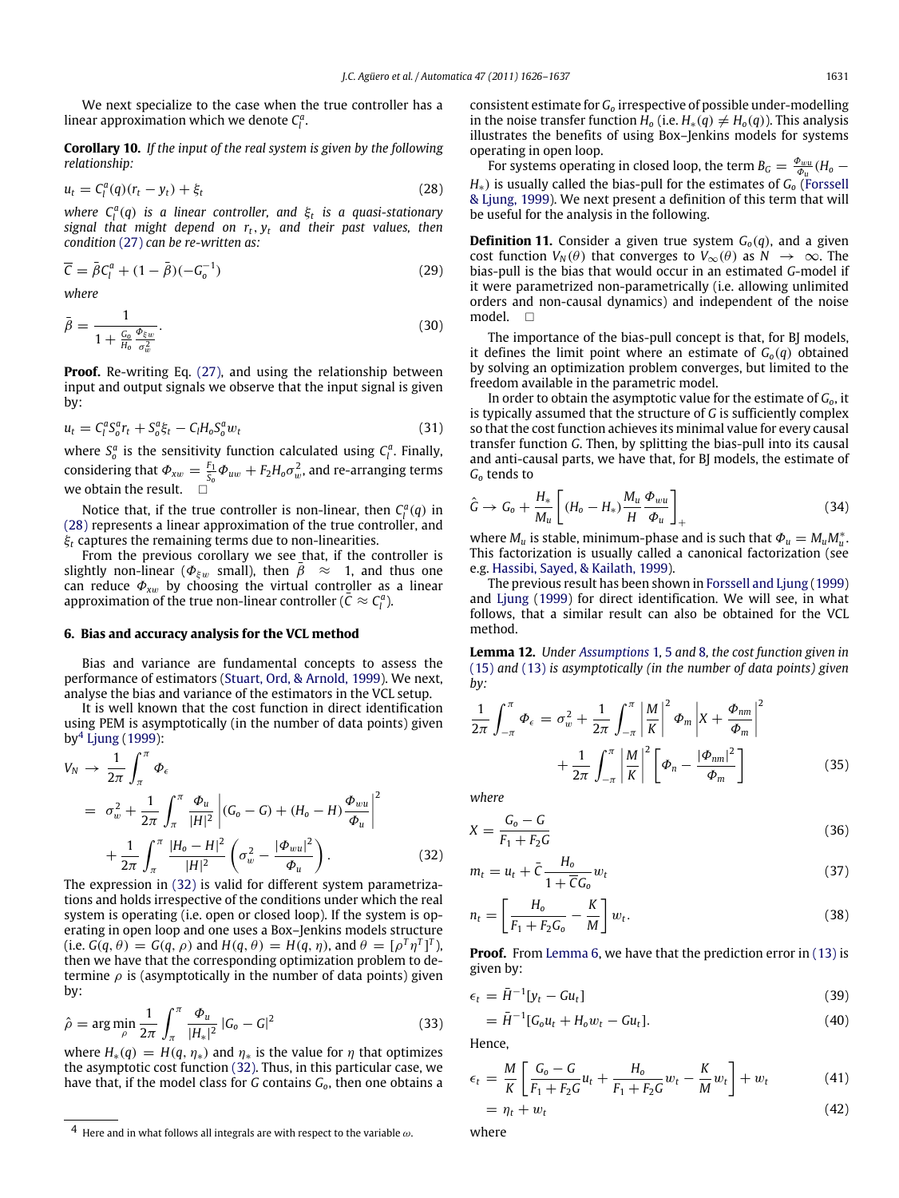We next specialize to the case when the true controller has a linear approximation which we denote $C_l^a$.

**Corollary 10.** *If the input of the real system is given by the following relationship:*

$$u_t = C_l^a(q)(r_t - y_t) + \xi_t \tag{28}$$

*where $C_l^a(q)$ is a linear controller, and $\xi_t$ is a quasi-stationary signal that might depend on $r_t, y_t$ and their past values, then condition (27) can be re-written as:*

$$\overline{C} = \bar{\beta} C_l^a + (1 - \bar{\beta})(-G_o^{-1}) \tag{29}$$

*where*

$$\bar{\beta} = \frac{1}{1 + \frac{G_o}{H_o}\frac{\Phi_{\xi w}}{\sigma_w^2}}. \tag{30}$$

**Proof.** Re-writing Eq. (27), and using the relationship between input and output signals we observe that the input signal is given by:

$$u_t = C_l^a S_o^a r_t + S_o^a \xi_t - C_l H_o S_o^a w_t \tag{31}$$

where $S_o^a$ is the sensitivity function calculated using $C_l^a$. Finally, considering that $\Phi_{xw} = \frac{F_1}{S_o}\Phi_{uw} + F_2 H_o \sigma_w^2$, and re-arranging terms we obtain the result. $\square$

Notice that, if the true controller is non-linear, then $C_l^a(q)$ in (28) represents a linear approximation of the true controller, and $\xi_t$ captures the remaining terms due to non-linearities.

From the previous corollary we see that, if the controller is slightly non-linear ($\Phi_{\xi w}$ small), then $\bar{\beta} \approx 1$, and thus one can reduce $\Phi_{xw}$ by choosing the virtual controller as a linear approximation of the true non-linear controller ($\bar{C} \approx C_l^a$).

## 6. Bias and accuracy analysis for the VCL method

Bias and variance are fundamental concepts to assess the performance of estimators (Stuart, Ord, & Arnold, 1999). We next, analyse the bias and variance of the estimators in the VCL setup.

It is well known that the cost function in direct identification using PEM is asymptotically (in the number of data points) given by[4] Ljung (1999):

$$\begin{aligned} V_N \to &\frac{1}{2\pi}\int_{\pi}^{\pi} \Phi_\epsilon \\ &= \sigma_w^2 + \frac{1}{2\pi}\int_{\pi}^{\pi} \frac{\Phi_u}{|H|^2}\left|(G_o - G) + (H_o - H)\frac{\Phi_{wu}}{\Phi_u}\right|^2 \\ &\quad + \frac{1}{2\pi}\int_{\pi}^{\pi} \frac{|H_o - H|^2}{|H|^2}\left(\sigma_w^2 - \frac{|\Phi_{wu}|^2}{\Phi_u}\right). \end{aligned} \tag{32}$$

The expression in (32) is valid for different system parametrizations and holds irrespective of the conditions under which the real system is operating (i.e. open or closed loop). If the system is operating in open loop and one uses a Box–Jenkins models structure (i.e. $G(q,\theta) = G(q,\rho)$ and $H(q,\theta) = H(q,\eta)$, and $\theta = [\rho^T \eta^T]^T$), then we have that the corresponding optimization problem to determine $\rho$ is (asymptotically in the number of data points) given by:

$$\hat{\rho} = \arg\min_{\rho} \frac{1}{2\pi}\int_{\pi}^{\pi} \frac{\Phi_u}{|H_*|^2}|G_o - G|^2 \tag{33}$$

where $H_*(q) = H(q, \eta_*)$ and $\eta_*$ is the value for $\eta$ that optimizes the asymptotic cost function (32). Thus, in this particular case, we have that, if the model class for $G$ contains $G_o$, then one obtains a consistent estimate for $G_o$ irrespective of possible under-modelling in the noise transfer function $H_o$ (i.e. $H_*(q) \neq H_o(q)$). This analysis illustrates the benefits of using Box–Jenkins models for systems operating in open loop.

[4] Here and in what follows all integrals are with respect to the variable $\omega$.

For systems operating in closed loop, the term $B_G = \frac{\Phi_{wu}}{\Phi_u}(H_o - H_*)$ is usually called the bias-pull for the estimates of $G_o$ (Forssell & Ljung, 1999). We next present a definition of this term that will be useful for the analysis in the following.

**Definition 11.** Consider a given true system $G_o(q)$, and a given cost function $V_N(\theta)$ that converges to $V_\infty(\theta)$ as $N \to \infty$. The bias-pull is the bias that would occur in an estimated $G$-model if it were parametrized non-parametrically (i.e. allowing unlimited orders and non-causal dynamics) and independent of the noise model. $\square$

The importance of the bias-pull concept is that, for BJ models, it defines the limit point where an estimate of $G_o(q)$ obtained by solving an optimization problem converges, but limited to the freedom available in the parametric model.

In order to obtain the asymptotic value for the estimate of $G_o$, it is typically assumed that the structure of $G$ is sufficiently complex so that the cost function achieves its minimal value for every causal transfer function $G$. Then, by splitting the bias-pull into its causal and anti-causal parts, we have that, for BJ models, the estimate of $G_o$ tends to

$$\hat{G} \to G_o + \frac{H_*}{M_u}\left[(H_o - H_*)\frac{M_u}{H}\frac{\Phi_{wu}}{\Phi_u}\right]_+ \tag{34}$$

where $M_u$ is stable, minimum-phase and is such that $\Phi_u = M_u M_u^*$. This factorization is usually called a canonical factorization (see e.g. Hassibi, Sayed, & Kailath, 1999).

The previous result has been shown in Forssell and Ljung (1999) and Ljung (1999) for direct identification. We will see, in what follows, that a similar result can also be obtained for the VCL method.

**Lemma 12.** *Under Assumptions 1, 5 and 8, the cost function given in (15) and (13) is asymptotically (in the number of data points) given by:*

$$\begin{aligned} \frac{1}{2\pi}\int_{-\pi}^{\pi} \Phi_\epsilon &= \sigma_w^2 + \frac{1}{2\pi}\int_{-\pi}^{\pi}\left|\frac{M}{K}\right|^2 \Phi_m \left|X + \frac{\Phi_{nm}}{\Phi_m}\right|^2 \\ &\quad + \frac{1}{2\pi}\int_{-\pi}^{\pi}\left|\frac{M}{K}\right|^2\left[\Phi_n - \frac{|\Phi_{nm}|^2}{\Phi_m}\right] \end{aligned} \tag{35}$$

*where*

$$X = \frac{G_o - G}{F_1 + F_2 G} \tag{36}$$

$$m_t = u_t + \bar{C}\frac{H_o}{1 + \bar{C}G_o}w_t \tag{37}$$

$$n_t = \left[\frac{H_o}{F_1 + F_2 G_o} - \frac{K}{M}\right]w_t. \tag{38}$$

**Proof.** From Lemma 6, we have that the prediction error in (13) is given by:

$$\epsilon_t = \bar{H}^{-1}[y_t - Gu_t] \tag{39}$$

$$= \bar{H}^{-1}[G_o u_t + H_o w_t - Gu_t]. \tag{40}$$

Hence,

$$\epsilon_t = \frac{M}{K}\left[\frac{G_o - G}{F_1 + F_2 G}u_t + \frac{H_o}{F_1 + F_2 G}w_t - \frac{K}{M}w_t\right] + w_t \tag{41}$$

$$= \eta_t + w_t \tag{42}$$

where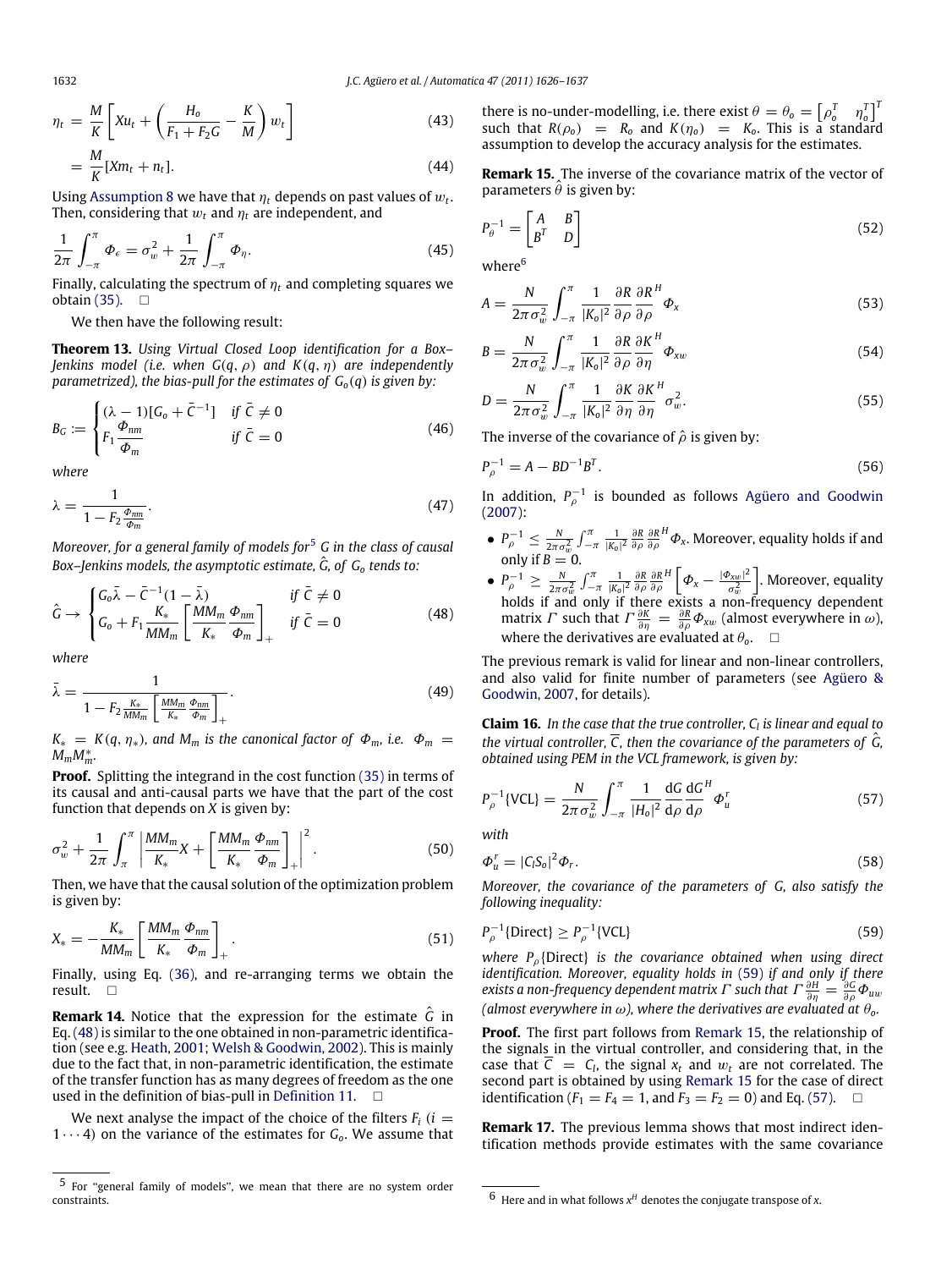$$\eta_t = \frac{M}{K}\left[Xu_t + \left(\frac{H_o}{F_1+F_2G} - \frac{K}{M}\right)w_t\right] \tag{43}$$

$$= \frac{M}{K}[Xm_t + n_t]. \tag{44}$$

Using Assumption 8 we have that $\eta_t$ depends on past values of $w_t$. Then, considering that $w_t$ and $\eta_t$ are independent, and

$$\frac{1}{2\pi}\int_{-\pi}^{\pi}\Phi_\epsilon = \sigma_w^2 + \frac{1}{2\pi}\int_{-\pi}^{\pi}\Phi_\eta. \tag{45}$$

Finally, calculating the spectrum of $\eta_t$ and completing squares we obtain (35). □

We then have the following result:

**Theorem 13.** *Using Virtual Closed Loop identification for a Box–Jenkins model (i.e. when $G(q,\rho)$ and $K(q,\eta)$ are independently parametrized), the bias-pull for the estimates of $G_o(q)$ is given by:*

$$B_G := \begin{cases} (\lambda-1)[G_o + \bar{C}^{-1}] & \text{if } \bar{C}\neq 0 \\ F_1\dfrac{\Phi_{nm}}{\Phi_m} & \text{if } \bar{C} = 0 \end{cases} \tag{46}$$

*where*

$$\lambda = \frac{1}{1 - F_2\frac{\Phi_{nm}}{\Phi_m}}. \tag{47}$$

*Moreover, for a general family of models for*[5] *$G$ in the class of causal Box–Jenkins models, the asymptotic estimate, $\hat{G}$, of $G_o$ tends to:*

$$\hat{G} \to \begin{cases} G_o\bar{\lambda} - \bar{C}^{-1}(1-\bar{\lambda}) & \text{if } \bar{C}\neq 0 \\ G_o + F_1\dfrac{K_*}{MM_m}\left[\dfrac{MM_m}{K_*}\dfrac{\Phi_{nm}}{\Phi_m}\right]_+ & \text{if } \bar{C} = 0 \end{cases} \tag{48}$$

*where*

$$\bar{\lambda} = \frac{1}{1 - F_2\frac{K_*}{MM_m}\left[\frac{MM_m}{K_*}\frac{\Phi_{nm}}{\Phi_m}\right]_+}. \tag{49}$$

*$K_* = K(q,\eta_*)$, and $M_m$ is the canonical factor of $\Phi_m$, i.e. $\Phi_m = M_mM_m^*$.*

**Proof.** Splitting the integrand in the cost function (35) in terms of its causal and anti-causal parts we have that the part of the cost function that depends on $X$ is given by:

$$\sigma_w^2 + \frac{1}{2\pi}\int_{\pi}^{\pi}\left|\frac{MM_m}{K_*}X + \left[\frac{MM_m}{K_*}\frac{\Phi_{nm}}{\Phi_m}\right]_+\right|^2. \tag{50}$$

Then, we have that the causal solution of the optimization problem is given by:

$$X_* = -\frac{K_*}{MM_m}\left[\frac{MM_m}{K_*}\frac{\Phi_{nm}}{\Phi_m}\right]_+. \tag{51}$$

Finally, using Eq. (36), and re-arranging terms we obtain the result. □

**Remark 14.** Notice that the expression for the estimate $\hat{G}$ in Eq. (48) is similar to the one obtained in non-parametric identification (see e.g. Heath, 2001; Welsh & Goodwin, 2002). This is mainly due to the fact that, in non-parametric identification, the estimate of the transfer function has as many degrees of freedom as the one used in the definition of bias-pull in Definition 11. □

We next analyse the impact of the choice of the filters $F_i$ ($i = 1\cdots 4$) on the variance of the estimates for $G_o$. We assume that there is no-under-modelling, i.e. there exist $\theta = \theta_o = \begin{bmatrix}\rho_o^T & \eta_o^T\end{bmatrix}^T$ such that $R(\rho_o) = R_o$ and $K(\eta_o) = K_o$. This is a standard assumption to develop the accuracy analysis for the estimates.

**Remark 15.** The inverse of the covariance matrix of the vector of parameters $\hat{\theta}$ is given by:

$$P_\theta^{-1} = \begin{bmatrix} A & B \\ B^T & D \end{bmatrix} \tag{52}$$

where[6]

$$A = \frac{N}{2\pi\sigma_w^2}\int_{-\pi}^{\pi}\frac{1}{|K_o|^2}\frac{\partial R}{\partial\rho}\frac{\partial R}{\partial\rho}^H\Phi_x \tag{53}$$

$$B = \frac{N}{2\pi\sigma_w^2}\int_{-\pi}^{\pi}\frac{1}{|K_o|^2}\frac{\partial R}{\partial\rho}\frac{\partial K}{\partial\eta}^H\Phi_{xw} \tag{54}$$

$$D = \frac{N}{2\pi\sigma_w^2}\int_{-\pi}^{\pi}\frac{1}{|K_o|^2}\frac{\partial K}{\partial\eta}\frac{\partial K}{\partial\eta}^H\sigma_w^2. \tag{55}$$

The inverse of the covariance of $\hat{\rho}$ is given by:

$$P_\rho^{-1} = A - BD^{-1}B^T. \tag{56}$$

In addition, $P_\rho^{-1}$ is bounded as follows Agüero and Goodwin (2007):

- $P_\rho^{-1} \le \frac{N}{2\pi\sigma_w^2}\int_{-\pi}^{\pi}\frac{1}{|K_o|^2}\frac{\partial R}{\partial\rho}\frac{\partial R}{\partial\rho}^H\Phi_x$. Moreover, equality holds if and only if $B = 0$.
- $P_\rho^{-1} \ge \frac{N}{2\pi\sigma_w^2}\int_{-\pi}^{\pi}\frac{1}{|K_o|^2}\frac{\partial R}{\partial\rho}\frac{\partial R}{\partial\rho}^H\left[\Phi_x - \frac{|\Phi_{xw}|^2}{\sigma_w^2}\right]$. Moreover, equality holds if and only if there exists a non-frequency dependent matrix $\Gamma$ such that $\Gamma\frac{\partial K}{\partial\eta} = \frac{\partial R}{\partial\rho}\Phi_{xw}$ (almost everywhere in $\omega$), where the derivatives are evaluated at $\theta_o$. □

The previous remark is valid for linear and non-linear controllers, and also valid for finite number of parameters (see Agüero & Goodwin, 2007, for details).

**Claim 16.** *In the case that the true controller, $C_l$ is linear and equal to the virtual controller, $\bar{C}$, then the covariance of the parameters of $\hat{G}$, obtained using PEM in the VCL framework, is given by:*

$$P_\rho^{-1}\{\text{VCL}\} = \frac{N}{2\pi\sigma_w^2}\int_{-\pi}^{\pi}\frac{1}{|H_o|^2}\frac{dG}{d\rho}\frac{dG}{d\rho}^H\Phi_u^r \tag{57}$$

*with*

$$\Phi_u^r = |C_lS_o|^2\Phi_r. \tag{58}$$

*Moreover, the covariance of the parameters of $G$, also satisfy the following inequality:*

$$P_\rho^{-1}\{\text{Direct}\} \ge P_\rho^{-1}\{\text{VCL}\} \tag{59}$$

*where $P_\rho\{\text{Direct}\}$ is the covariance obtained when using direct identification. Moreover, equality holds in (59) if and only if there exists a non-frequency dependent matrix $\Gamma$ such that $\Gamma\frac{\partial H}{\partial\eta} = \frac{\partial G}{\partial\rho}\Phi_{uw}$ (almost everywhere in $\omega$), where the derivatives are evaluated at $\theta_o$.*

**Proof.** The first part follows from Remark 15, the relationship of the signals in the virtual controller, and considering that, in the case that $\bar{C} = C_l$, the signal $x_t$ and $w_t$ are not correlated. The second part is obtained by using Remark 15 for the case of direct identification ($F_1 = F_4 = 1$, and $F_3 = F_2 = 0$) and Eq. (57). □

**Remark 17.** The previous lemma shows that most indirect identification methods provide estimates with the same covariance

[5] For "general family of models", we mean that there are no system order constraints.

[6] Here and in what follows $x^H$ denotes the conjugate transpose of $x$.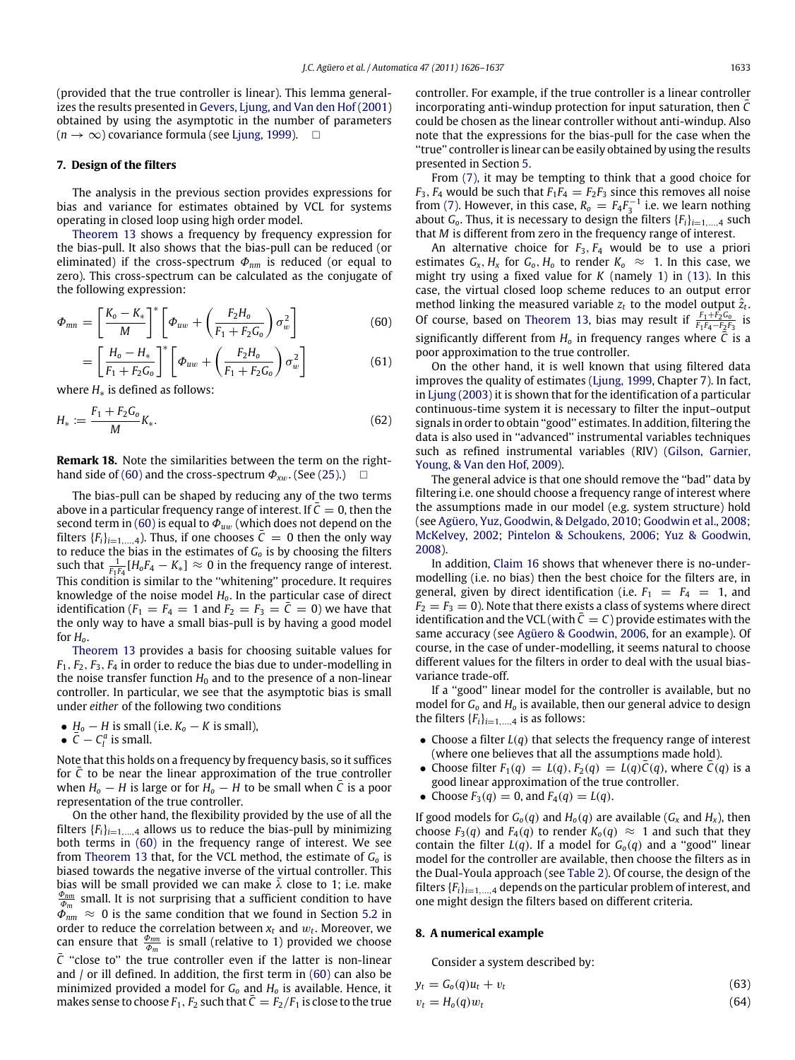(provided that the true controller is linear). This lemma generalizes the results presented in Gevers, Ljung, and Van den Hof (2001) obtained by using the asymptotic in the number of parameters ($n \to \infty$) covariance formula (see Ljung, 1999). □

## 7. Design of the filters

The analysis in the previous section provides expressions for bias and variance for estimates obtained by VCL for systems operating in closed loop using high order model.

Theorem 13 shows a frequency by frequency expression for the bias-pull. It also shows that the bias-pull can be reduced (or eliminated) if the cross-spectrum $\Phi_{nm}$ is reduced (or equal to zero). This cross-spectrum can be calculated as the conjugate of the following expression:

$$\Phi_{mn} = \left[\frac{K_o - K_*}{M}\right]^* \left[\Phi_{uw} + \left(\frac{F_2 H_o}{F_1 + F_2 G_o}\right)\sigma_w^2\right] \tag{60}$$

$$= \left[\frac{H_o - H_*}{F_1 + F_2 G_o}\right]^* \left[\Phi_{uw} + \left(\frac{F_2 H_o}{F_1 + F_2 G_o}\right)\sigma_w^2\right] \tag{61}$$

where $H_*$ is defined as follows:

$$H_* := \frac{F_1 + F_2 G_o}{M} K_*. \tag{62}$$

**Remark 18.** Note the similarities between the term on the right-hand side of (60) and the cross-spectrum $\Phi_{xw}$. (See (25).) □

The bias-pull can be shaped by reducing any of the two terms above in a particular frequency range of interest. If $\bar{C} = 0$, then the second term in (60) is equal to $\Phi_{uw}$ (which does not depend on the filters $\{F_i\}_{i=1,\ldots,4}$). Thus, if one chooses $\bar{C} = 0$ then the only way to reduce the bias in the estimates of $G_o$ is by choosing the filters such that $\frac{1}{F_1 F_4}[H_o F_4 - K_*] \approx 0$ in the frequency range of interest. This condition is similar to the "whitening" procedure. It requires knowledge of the noise model $H_o$. In the particular case of direct identification ($F_1 = F_4 = 1$ and $F_2 = F_3 = \bar{C} = 0$) we have that the only way to have a small bias-pull is by having a good model for $H_o$.

Theorem 13 provides a basis for choosing suitable values for $F_1, F_2, F_3, F_4$ in order to reduce the bias due to under-modelling in the noise transfer function $H_0$ and to the presence of a non-linear controller. In particular, we see that the asymptotic bias is small under *either* of the following two conditions

- $H_o - H$ is small (i.e. $K_o - K$ is small),
- $\bar{C} - C_l^a$ is small.

Note that this holds on a frequency by frequency basis, so it suffices for $\bar{C}$ to be near the linear approximation of the true controller when $H_o - H$ is large or for $H_o - H$ to be small when $\bar{C}$ is a poor representation of the true controller.

On the other hand, the flexibility provided by the use of all the filters $\{F_i\}_{i=1,\ldots,4}$ allows us to reduce the bias-pull by minimizing both terms in (60) in the frequency range of interest. We see from Theorem 13 that, for the VCL method, the estimate of $G_o$ is biased towards the negative inverse of the virtual controller. This bias will be small provided we can make $\bar{\lambda}$ close to 1; i.e. make $\frac{\Phi_{nm}}{\Phi_m}$ small. It is not surprising that a sufficient condition to have $\Phi_{nm} \approx 0$ is the same condition that we found in Section 5.2 in order to reduce the correlation between $x_t$ and $w_t$. Moreover, we can ensure that $\frac{\Phi_{nm}}{\Phi_m}$ is small (relative to 1) provided we choose $\bar{C}$ "close to" the true controller even if the latter is non-linear and / or ill defined. In addition, the first term in (60) can also be minimized provided a model for $G_o$ and $H_o$ is available. Hence, it makes sense to choose $F_1, F_2$ such that $\bar{C} = F_2/F_1$ is close to the true controller. For example, if the true controller is a linear controller incorporating anti-windup protection for input saturation, then $\bar{C}$ could be chosen as the linear controller without anti-windup. Also note that the expressions for the bias-pull for the case when the "true" controller is linear can be easily obtained by using the results presented in Section 5.

From (7), it may be tempting to think that a good choice for $F_3, F_4$ would be such that $F_1 F_4 = F_2 F_3$ since this removes all noise from (7). However, in this case, $R_o = F_4 F_3^{-1}$ i.e. we learn nothing about $G_o$. Thus, it is necessary to design the filters $\{F_i\}_{i=1,\ldots,4}$ such that $M$ is different from zero in the frequency range of interest.

An alternative choice for $F_3, F_4$ would be to use a priori estimates $G_x, H_x$ for $G_o, H_o$ to render $K_o \approx 1$. In this case, we might try using a fixed value for $K$ (namely 1) in (13). In this case, the virtual closed loop scheme reduces to an output error method linking the measured variable $z_t$ to the model output $\hat{z}_t$. Of course, based on Theorem 13, bias may result if $\frac{F_1 + F_2 G_o}{F_1 F_4 - F_2 F_3}$ is significantly different from $H_o$ in frequency ranges where $\bar{C}$ is a poor approximation to the true controller.

On the other hand, it is well known that using filtered data improves the quality of estimates (Ljung, 1999, Chapter 7). In fact, in Ljung (2003) it is shown that for the identification of a particular continuous-time system it is necessary to filter the input–output signals in order to obtain "good" estimates. In addition, filtering the data is also used in "advanced" instrumental variables techniques such as refined instrumental variables (RIV) (Gilson, Garnier, Young, & Van den Hof, 2009).

The general advice is that one should remove the "bad" data by filtering i.e. one should choose a frequency range of interest where the assumptions made in our model (e.g. system structure) hold (see Agüero, Yuz, Goodwin, & Delgado, 2010; Goodwin et al., 2008; McKelvey, 2002; Pintelon & Schoukens, 2006; Yuz & Goodwin, 2008).

In addition, Claim 16 shows that whenever there is no-under-modelling (i.e. no bias) then the best choice for the filters are, in general, given by direct identification (i.e. $F_1 = F_4 = 1$, and $F_2 = F_3 = 0$). Note that there exists a class of systems where direct identification and the VCL (with $\bar{C} = C$) provide estimates with the same accuracy (see Agüero & Goodwin, 2006, for an example). Of course, in the case of under-modelling, it seems natural to choose different values for the filters in order to deal with the usual bias-variance trade-off.

If a "good" linear model for the controller is available, but no model for $G_o$ and $H_o$ is available, then our general advice to design the filters $\{F_i\}_{i=1,\ldots,4}$ is as follows:

- Choose a filter $L(q)$ that selects the frequency range of interest (where one believes that all the assumptions made hold).
- Choose filter $F_1(q) = L(q)$, $F_2(q) = L(q)\bar{C}(q)$, where $\bar{C}(q)$ is a good linear approximation of the true controller.
- Choose $F_3(q) = 0$, and $F_4(q) = L(q)$.

If good models for $G_o(q)$ and $H_o(q)$ are available ($G_x$ and $H_x$), then choose $F_3(q)$ and $F_4(q)$ to render $K_o(q) \approx 1$ and such that they contain the filter $L(q)$. If a model for $G_o(q)$ and a "good" linear model for the controller are available, then choose the filters as in the Dual-Youla approach (see Table 2). Of course, the design of the filters $\{F_i\}_{i=1,\ldots,4}$ depends on the particular problem of interest, and one might design the filters based on different criteria.

## 8. A numerical example

Consider a system described by:

$$y_t = G_o(q)u_t + v_t \tag{63}$$

$$v_t = H_o(q)w_t \tag{64}$$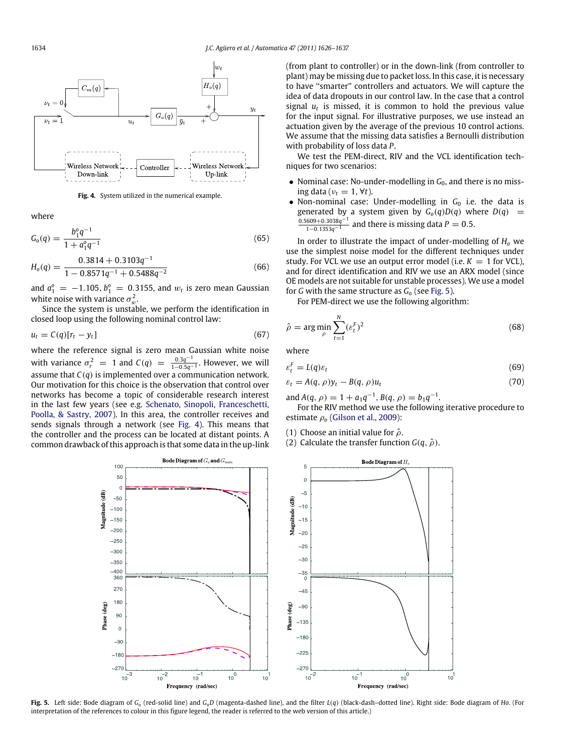Fig. 4. System utilized in the numerical example.

where

$$G_o(q) = \frac{b_1^o q^{-1}}{1 + a_1^o q^{-1}} \tag{65}$$

$$H_o(q) = \frac{0.3814 + 0.3103q^{-1}}{1 - 0.8571q^{-1} + 0.5488q^{-2}} \tag{66}$$

and $a_1^o = -1.105$, $b_1^o = 0.3155$, and $w_t$ is zero mean Gaussian white noise with variance $\sigma_w^2$.

Since the system is unstable, we perform the identification in closed loop using the following nominal control law:

$$u_t = C(q)[r_t - y_t] \tag{67}$$

where the reference signal is zero mean Gaussian white noise with variance $\sigma_r^2 = 1$ and $C(q) = \frac{0.3q^{-1}}{1-0.5q^{-1}}$. However, we will assume that $C(q)$ is implemented over a communication network. Our motivation for this choice is the observation that control over networks has become a topic of considerable research interest in the last few years (see e.g. Schenato, Sinopoli, Franceschetti, Poolla, & Sastry, 2007). In this area, the controller receives and sends signals through a network (see Fig. 4). This means that the controller and the process can be located at distant points. A common drawback of this approach is that some data in the up-link (from plant to controller) or in the down-link (from controller to plant) may be missing due to packet loss. In this case, it is necessary to have "smarter" controllers and actuators. We will capture the idea of data dropouts in our control law. In the case that a control signal $u_t$ is missed, it is common to hold the previous value for the input signal. For illustrative purposes, we use instead an actuation given by the average of the previous 10 control actions. We assume that the missing data satisfies a Bernoulli distribution with probability of loss data $P$.

We test the PEM-direct, RIV and the VCL identification techniques for two scenarios:

- Nominal case: No-under-modelling in $G_0$, and there is no missing data ($\nu_t = 1, \forall t$).
- Non-nominal case: Under-modelling in $G_0$ i.e. the data is generated by a system given by $G_o(q)D(q)$ where $D(q) = \frac{0.5609+0.3038q^{-1}}{1-0.1353q^{-1}}$ and there is missing data $P = 0.5$.

In order to illustrate the impact of under-modelling of $H_o$ we use the simplest noise model for the different techniques under study. For VCL we use an output error model (i.e. $K = 1$ for VCL), and for direct identification and RIV we use an ARX model (since OE models are not suitable for unstable processes). We use a model for $G$ with the same structure as $G_o$ (see Fig. 5).

For PEM-direct we use the following algorithm:

$$\hat{\rho} = \arg\min_{\rho} \sum_{t=1}^{N} (\varepsilon_t^F)^2 \tag{68}$$

where

$$\varepsilon_t^F = L(q)\varepsilon_t \tag{69}$$

$$\varepsilon_t = A(q, \rho)y_t - B(q, \rho)u_t \tag{70}$$

and $A(q, \rho) = 1 + a_1 q^{-1}$, $B(q, \rho) = b_1 q^{-1}$.

For the RIV method we use the following iterative procedure to estimate $\rho_o$ (Gilson et al., 2009):

(1) Choose an initial value for $\hat{\rho}$.
(2) Calculate the transfer function $G(q, \hat{\rho})$.

Fig. 5. Left side: Bode diagram of $G_o$ (red-solid line) and $G_oD$ (magenta-dashed line), and the filter $L(q)$ (black-dash–dotted line). Right side: Bode diagram of $Ho$. (For interpretation of the references to colour in this figure legend, the reader is referred to the web version of this article.)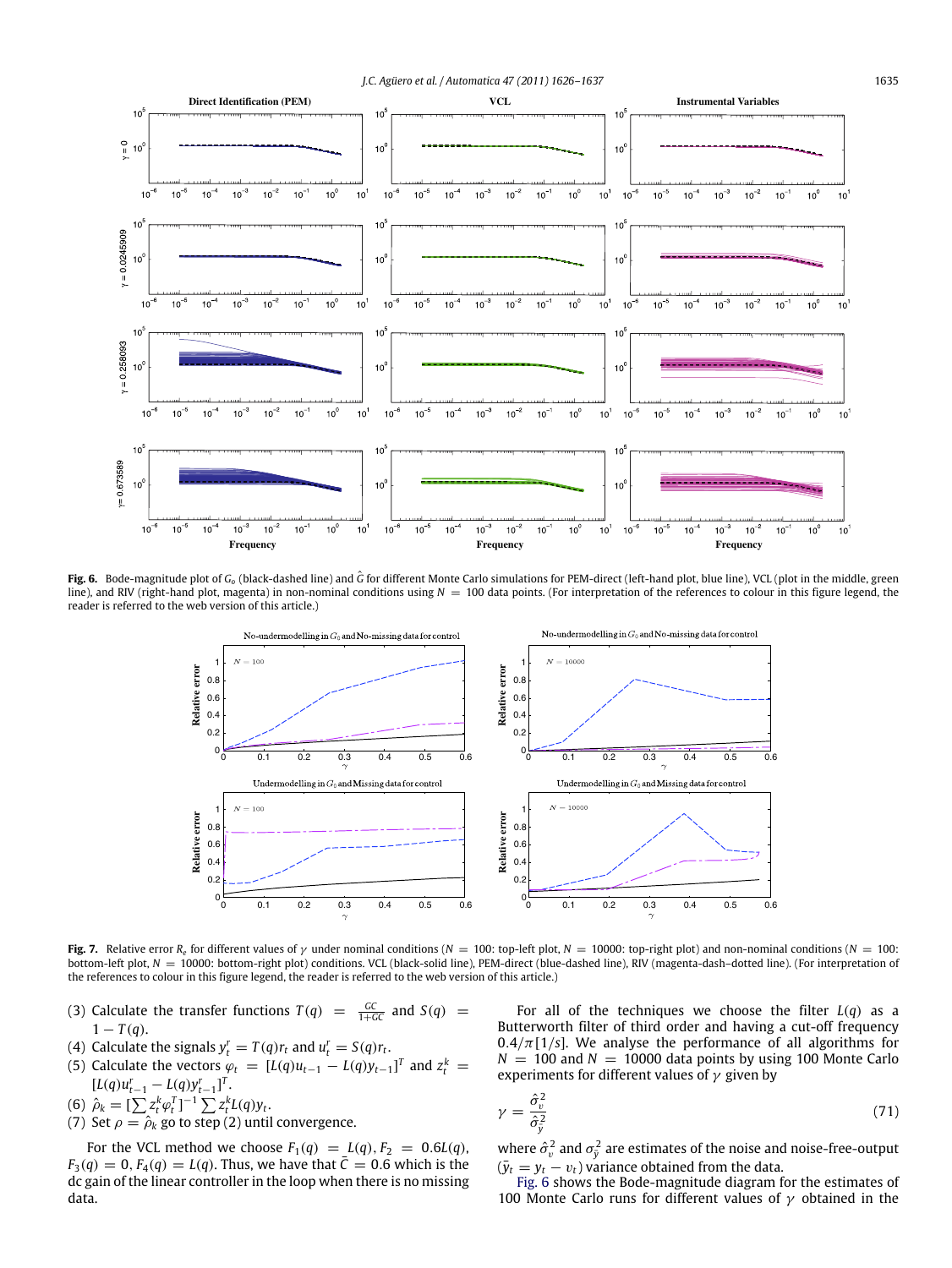Fig. 6. Bode-magnitude plot of $G_o$ (black-dashed line) and $\hat{G}$ for different Monte Carlo simulations for PEM-direct (left-hand plot, blue line), VCL (plot in the middle, green line), and RIV (right-hand plot, magenta) in non-nominal conditions using $N = 100$ data points. (For interpretation of the references to colour in this figure legend, the reader is referred to the web version of this article.)

Fig. 7. Relative error $R_e$ for different values of $\gamma$ under nominal conditions ($N = 100$: top-left plot, $N = 10000$: top-right plot) and non-nominal conditions ($N = 100$: bottom-left plot, $N = 10000$: bottom-right plot) conditions. VCL (black-solid line), PEM-direct (blue-dashed line), RIV (magenta-dash–dotted line). (For interpretation of the references to colour in this figure legend, the reader is referred to the web version of this article.)

(3) Calculate the transfer functions $T(q) = \frac{GC}{1+GC}$ and $S(q) = 1 - T(q)$.
(4) Calculate the signals $y_t^r = T(q)r_t$ and $u_t^r = S(q)r_t$.
(5) Calculate the vectors $\varphi_t = [L(q)u_{t-1} - L(q)y_{t-1}]^T$ and $z_t^k = [L(q)u_{t-1}^r - L(q)y_{t-1}^r]^T$.
(6) $\hat{\rho}_k = [\sum z_t^k \varphi_t^T]^{-1} \sum z_t^k L(q) y_t$.
(7) Set $\rho = \hat{\rho}_k$ go to step (2) until convergence.

For the VCL method we choose $F_1(q) = L(q)$, $F_2 = 0.6L(q)$, $F_3(q) = 0$, $F_4(q) = L(q)$. Thus, we have that $\bar{C} = 0.6$ which is the dc gain of the linear controller in the loop when there is no missing data.

For all of the techniques we choose the filter $L(q)$ as a Butterworth filter of third order and having a cut-off frequency $0.4/\pi[1/s]$. We analyse the performance of all algorithms for $N = 100$ and $N = 10000$ data points by using 100 Monte Carlo experiments for different values of $\gamma$ given by

$$\gamma = \frac{\hat{\sigma}_v^2}{\hat{\sigma}_{\bar{y}}^2} \tag{71}$$

where $\hat{\sigma}_v^2$ and $\sigma_{\bar{y}}^2$ are estimates of the noise and noise-free-output ($\bar{y}_t = y_t - v_t$) variance obtained from the data.

Fig. 6 shows the Bode-magnitude diagram for the estimates of 100 Monte Carlo runs for different values of $\gamma$ obtained in the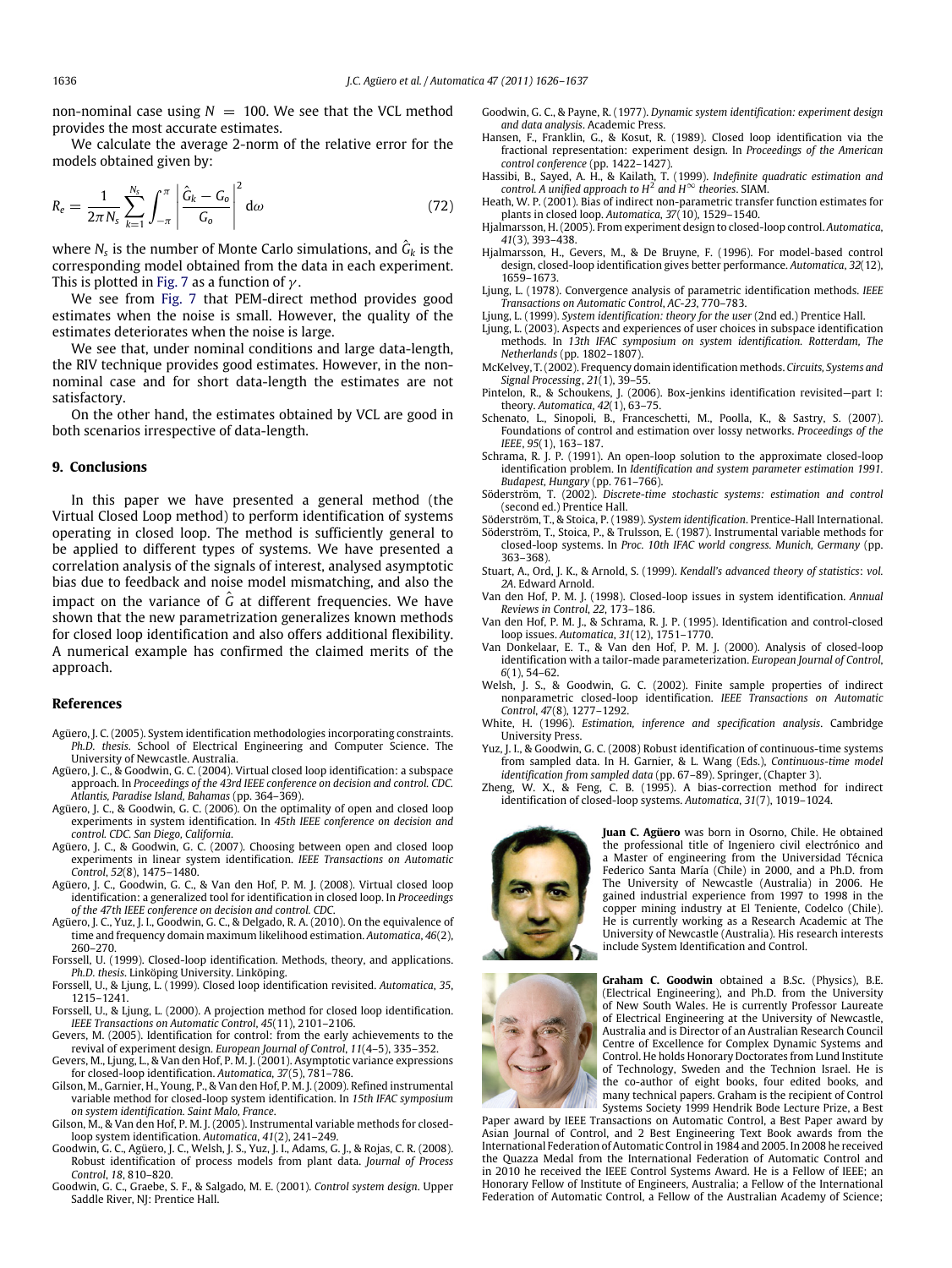non-nominal case using $N = 100$. We see that the VCL method provides the most accurate estimates.

We calculate the average 2-norm of the relative error for the models obtained given by:

$$R_e = \frac{1}{2\pi N_s} \sum_{k=1}^{N_s} \int_{-\pi}^{\pi} \left| \frac{\hat{G}_k - G_o}{G_o} \right|^2 \mathrm{d}\omega \tag{72}$$

where $N_s$ is the number of Monte Carlo simulations, and $\hat{G}_k$ is the corresponding model obtained from the data in each experiment. This is plotted in Fig. 7 as a function of $\gamma$.

We see from Fig. 7 that PEM-direct method provides good estimates when the noise is small. However, the quality of the estimates deteriorates when the noise is large.

We see that, under nominal conditions and large data-length, the RIV technique provides good estimates. However, in the non-nominal case and for short data-length the estimates are not satisfactory.

On the other hand, the estimates obtained by VCL are good in both scenarios irrespective of data-length.

## 9. Conclusions

In this paper we have presented a general method (the Virtual Closed Loop method) to perform identification of systems operating in closed loop. The method is sufficiently general to be applied to different types of systems. We have presented a correlation analysis of the signals of interest, analysed asymptotic bias due to feedback and noise model mismatching, and also the impact on the variance of $\hat{G}$ at different frequencies. We have shown that the new parametrization generalizes known methods for closed loop identification and also offers additional flexibility. A numerical example has confirmed the claimed merits of the approach.

## References

Agüero, J. C. (2005). System identification methodologies incorporating constraints. *Ph.D. thesis*. School of Electrical Engineering and Computer Science. The University of Newcastle. Australia.

Agüero, J. C., & Goodwin, G. C. (2004). Virtual closed loop identification: a subspace approach. In *Proceedings of the 43rd IEEE conference on decision and control. CDC. Atlantis, Paradise Island, Bahamas* (pp. 364–369).

Agüero, J. C., & Goodwin, G. C. (2006). On the optimality of open and closed loop experiments in system identification. In *45th IEEE conference on decision and control. CDC. San Diego, California*.

Agüero, J. C., & Goodwin, G. C. (2007). Choosing between open and closed loop experiments in linear system identification. *IEEE Transactions on Automatic Control*, *52*(8), 1475–1480.

Agüero, J. C., Goodwin, G. C., & Van den Hof, P. M. J. (2008). Virtual closed loop identification: a generalized tool for identification in closed loop. In *Proceedings of the 47th IEEE conference on decision and control. CDC*.

Agüero, J. C., Yuz, J. I., Goodwin, G. C., & Delgado, R. A. (2010). On the equivalence of time and frequency domain maximum likelihood estimation. *Automatica*, *46*(2), 260–270.

Forssell, U. (1999). Closed-loop identification. Methods, theory, and applications. *Ph.D. thesis*. Linköping University. Linköping.

Forssell, U., & Ljung, L. (1999). Closed loop identification revisited. *Automatica*, *35*, 1215–1241.

Forssell, U., & Ljung, L. (2000). A projection method for closed loop identification. *IEEE Transactions on Automatic Control*, *45*(11), 2101–2106.

Gevers, M. (2005). Identification for control: from the early achievements to the revival of experiment design. *European Journal of Control*, *11*(4–5), 335–352.

Gevers, M., Ljung, L., & Van den Hof, P. M. J. (2001). Asymptotic variance expressions for closed-loop identification. *Automatica*, *37*(5), 781–786.

Gilson, M., Garnier, H., Young, P., & Van den Hof, P. M. J. (2009). Refined instrumental variable method for closed-loop system identification. In *15th IFAC symposium on system identification. Saint Malo, France*.

Gilson, M., & Van den Hof, P. M. J. (2005). Instrumental variable methods for closed-loop system identification. *Automatica*, *41*(2), 241–249.

Goodwin, G. C., Agüero, J. C., Welsh, J. S., Yuz, J. I., Adams, G. J., & Rojas, C. R. (2008). Robust identification of process models from plant data. *Journal of Process Control*, *18*, 810–820.

Goodwin, G. C., Graebe, S. F., & Salgado, M. E. (2001). *Control system design*. Upper Saddle River, NJ: Prentice Hall.

Goodwin, G. C., & Payne, R. (1977). *Dynamic system identification: experiment design and data analysis*. Academic Press.

Hansen, F., Franklin, G., & Kosut, R. (1989). Closed loop identification via the fractional representation: experiment design. In *Proceedings of the American control conference* (pp. 1422–1427).

Hassibi, B., Sayed, A. H., & Kailath, T. (1999). *Indefinite quadratic estimation and control. A unified approach to $H^2$ and $H^\infty$ theories*. SIAM.

Heath, W. P. (2001). Bias of indirect non-parametric transfer function estimates for plants in closed loop. *Automatica*, *37*(10), 1529–1540.

Hjalmarsson, H. (2005). From experiment design to closed-loop control. *Automatica*, *41*(3), 393–438.

Hjalmarsson, H., Gevers, M., & De Bruyne, F. (1996). For model-based control design, closed-loop identification gives better performance. *Automatica*, *32*(12), 1659–1673.

Ljung, L. (1978). Convergence analysis of parametric identification methods. *IEEE Transactions on Automatic Control*, *AC-23*, 770–783.

Ljung, L. (1999). *System identification: theory for the user* (2nd ed.) Prentice Hall.

Ljung, L. (2003). Aspects and experiences of user choices in subspace identification methods. In *13th IFAC symposium on system identification. Rotterdam, The Netherlands* (pp. 1802–1807).

McKelvey, T. (2002). Frequency domain identification methods. *Circuits, Systems and Signal Processing*, *21*(1), 39–55.

Pintelon, R., & Schoukens, J. (2006). Box-jenkins identification revisited—part I: theory. *Automatica*, *42*(1), 63–75.

Schenato, L., Sinopoli, B., Franceschetti, M., Poolla, K., & Sastry, S. (2007). Foundations of control and estimation over lossy networks. *Proceedings of the IEEE*, *95*(1), 163–187.

Schrama, R. J. P. (1991). An open-loop solution to the approximate closed-loop identification problem. In *Identification and system parameter estimation 1991. Budapest, Hungary* (pp. 761–766).

Söderström, T. (2002). *Discrete-time stochastic systems: estimation and control* (second ed.) Prentice Hall.

Söderström, T., & Stoica, P. (1989). *System identification*. Prentice-Hall International.

Söderström, T., Stoica, P., & Trulsson, E. (1987). Instrumental variable methods for closed-loop systems. In *Proc. 10th IFAC world congress. Munich, Germany* (pp. 363–368).

Stuart, A., Ord, J. K., & Arnold, S. (1999). *Kendall's advanced theory of statistics*: *vol. 2A*. Edward Arnold.

Van den Hof, P. M. J. (1998). Closed-loop issues in system identification. *Annual Reviews in Control*, *22*, 173–186.

Van den Hof, P. M. J., & Schrama, R. J. P. (1995). Identification and control-closed loop issues. *Automatica*, *31*(12), 1751–1770.

Van Donkelaar, E. T., & Van den Hof, P. M. J. (2000). Analysis of closed-loop identification with a tailor-made parameterization. *European Journal of Control*, *6*(1), 54–62.

Welsh, J. S., & Goodwin, G. C. (2002). Finite sample properties of indirect nonparametric closed-loop identification. *IEEE Transactions on Automatic Control*, *47*(8), 1277–1292.

White, H. (1996). *Estimation, inference and specification analysis*. Cambridge University Press.

Yuz, J. I., & Goodwin, G. C. (2008) Robust identification of continuous-time systems from sampled data. In H. Garnier, & L. Wang (Eds.), *Continuous-time model identification from sampled data* (pp. 67–89). Springer, (Chapter 3).

Zheng, W. X., & Feng, C. B. (1995). A bias-correction method for indirect identification of closed-loop systems. *Automatica*, *31*(7), 1019–1024.

**Juan C. Agüero** was born in Osorno, Chile. He obtained the professional title of Ingeniero civil electrónico and a Master of engineering from the Universidad Técnica Federico Santa María (Chile) in 2000, and a Ph.D. from The University of Newcastle (Australia) in 2006. He gained industrial experience from 1997 to 1998 in the copper mining industry at El Teniente, Codelco (Chile). He is currently working as a Research Academic at The University of Newcastle (Australia). His research interests include System Identification and Control.

**Graham C. Goodwin** obtained a B.Sc. (Physics), B.E. (Electrical Engineering), and Ph.D. from the University of New South Wales. He is currently Professor Laureate of Electrical Engineering at the University of Newcastle, Australia and is Director of an Australian Research Council Centre of Excellence for Complex Dynamic Systems and Control. He holds Honorary Doctorates from Lund Institute of Technology, Sweden and the Technion Israel. He is the co-author of eight books, four edited books, and many technical papers. Graham is the recipient of Control Systems Society 1999 Hendrik Bode Lecture Prize, a Best Paper award by IEEE Transactions on Automatic Control, a Best Paper award by Asian Journal of Control, and 2 Best Engineering Text Book awards from the International Federation of Automatic Control in 1984 and 2005. In 2008 he received the Quazza Medal from the International Federation of Automatic Control and in 2010 he received the IEEE Control Systems Award. He is a Fellow of IEEE; an Honorary Fellow of Institute of Engineers, Australia; a Fellow of the International Federation of Automatic Control, a Fellow of the Australian Academy of Science;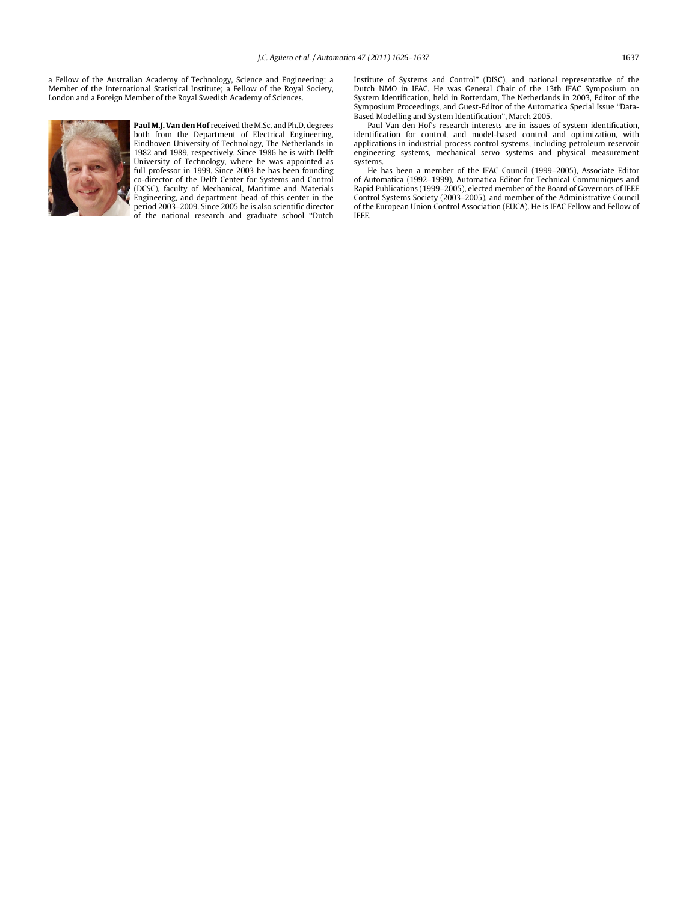a Fellow of the Australian Academy of Technology, Science and Engineering; a Member of the International Statistical Institute; a Fellow of the Royal Society, London and a Foreign Member of the Royal Swedish Academy of Sciences.

**Paul M.J. Van den Hof** received the M.Sc. and Ph.D. degrees both from the Department of Electrical Engineering, Eindhoven University of Technology, The Netherlands in 1982 and 1989, respectively. Since 1986 he is with Delft University of Technology, where he was appointed as full professor in 1999. Since 2003 he has been founding co-director of the Delft Center for Systems and Control (DCSC), faculty of Mechanical, Maritime and Materials Engineering, and department head of this center in the period 2003–2009. Since 2005 he is also scientific director of the national research and graduate school "Dutch Institute of Systems and Control" (DISC), and national representative of the Dutch NMO in IFAC. He was General Chair of the 13th IFAC Symposium on System Identification, held in Rotterdam, The Netherlands in 2003, Editor of the Symposium Proceedings, and Guest-Editor of the Automatica Special Issue "Data-Based Modelling and System Identification", March 2005.

Paul Van den Hof's research interests are in issues of system identification, identification for control, and model-based control and optimization, with applications in industrial process control systems, including petroleum reservoir engineering systems, mechanical servo systems and physical measurement systems.

He has been a member of the IFAC Council (1999–2005), Associate Editor of Automatica (1992–1999), Automatica Editor for Technical Communiques and Rapid Publications (1999–2005), elected member of the Board of Governors of IEEE Control Systems Society (2003–2005), and member of the Administrative Council of the European Union Control Association (EUCA). He is IFAC Fellow and Fellow of IEEE.